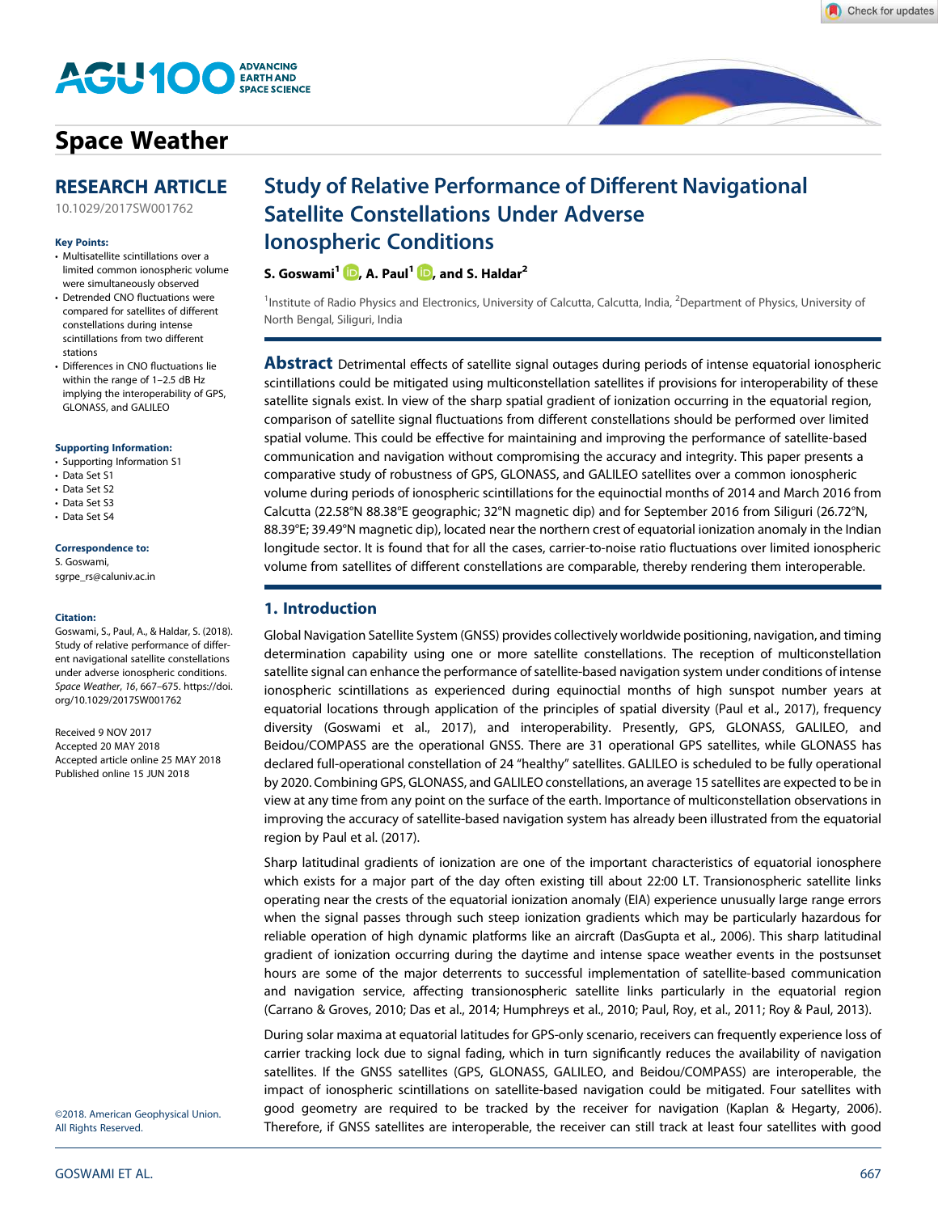# Space Weather

## RESEARCH ARTICLE

10.1029/2017SW001762

**Key Points:**

- Multisatellite scintillations over a limited common ionospheric volume were simultaneously observed
- Detrended CNO fluctuations were compared for satellites of different constellations during intense scintillations from two different stations
- Differences in CNO fluctuations lie within the range of 1–2.5 dB Hz implying the interoperability of GPS, GLONASS, and GALILEO

**Supporting Information:**

- Supporting Information S1
- Data Set S1
- Data Set S2
- Data Set S3
- Data Set S4

**Correspondence to:**

S. Goswami,
sgrpe_rs@caluniv.ac.in

**Citation:**

Goswami, S., Paul, A., & Haldar, S. (2018). Study of relative performance of different navigational satellite constellations under adverse ionospheric conditions. *Space Weather*, *16*, 667–675. https://doi.org/10.1029/2017SW001762

Received 9 NOV 2017
Accepted 20 MAY 2018
Accepted article online 25 MAY 2018
Published online 15 JUN 2018

©2018. American Geophysical Union. All Rights Reserved.

# Study of Relative Performance of Different Navigational Satellite Constellations Under Adverse Ionospheric Conditions

**S. Goswami[1], A. Paul[1], and S. Haldar[2]**

[1]Institute of Radio Physics and Electronics, University of Calcutta, Calcutta, India, [2]Department of Physics, University of North Bengal, Siliguri, India

**Abstract** Detrimental effects of satellite signal outages during periods of intense equatorial ionospheric scintillations could be mitigated using multiconstellation satellites if provisions for interoperability of these satellite signals exist. In view of the sharp spatial gradient of ionization occurring in the equatorial region, comparison of satellite signal fluctuations from different constellations should be performed over limited spatial volume. This could be effective for maintaining and improving the performance of satellite-based communication and navigation without compromising the accuracy and integrity. This paper presents a comparative study of robustness of GPS, GLONASS, and GALILEO satellites over a common ionospheric volume during periods of ionospheric scintillations for the equinoctial months of 2014 and March 2016 from Calcutta (22.58°N 88.38°E geographic; 32°N magnetic dip) and for September 2016 from Siliguri (26.72°N, 88.39°E; 39.49°N magnetic dip), located near the northern crest of equatorial ionization anomaly in the Indian longitude sector. It is found that for all the cases, carrier-to-noise ratio fluctuations over limited ionospheric volume from satellites of different constellations are comparable, thereby rendering them interoperable.

## 1. Introduction

Global Navigation Satellite System (GNSS) provides collectively worldwide positioning, navigation, and timing determination capability using one or more satellite constellations. The reception of multiconstellation satellite signal can enhance the performance of satellite-based navigation system under conditions of intense ionospheric scintillations as experienced during equinoctial months of high sunspot number years at equatorial locations through application of the principles of spatial diversity (Paul et al., 2017), frequency diversity (Goswami et al., 2017), and interoperability. Presently, GPS, GLONASS, GALILEO, and Beidou/COMPASS are the operational GNSS. There are 31 operational GPS satellites, while GLONASS has declared full-operational constellation of 24 "healthy" satellites. GALILEO is scheduled to be fully operational by 2020. Combining GPS, GLONASS, and GALILEO constellations, an average 15 satellites are expected to be in view at any time from any point on the surface of the earth. Importance of multiconstellation observations in improving the accuracy of satellite-based navigation system has already been illustrated from the equatorial region by Paul et al. (2017).

Sharp latitudinal gradients of ionization are one of the important characteristics of equatorial ionosphere which exists for a major part of the day often existing till about 22:00 LT. Transionospheric satellite links operating near the crests of the equatorial ionization anomaly (EIA) experience unusually large range errors when the signal passes through such steep ionization gradients which may be particularly hazardous for reliable operation of high dynamic platforms like an aircraft (DasGupta et al., 2006). This sharp latitudinal gradient of ionization occurring during the daytime and intense space weather events in the postsunset hours are some of the major deterrents to successful implementation of satellite-based communication and navigation service, affecting transionospheric satellite links particularly in the equatorial region (Carrano & Groves, 2010; Das et al., 2014; Humphreys et al., 2010; Paul, Roy, et al., 2011; Roy & Paul, 2013).

During solar maxima at equatorial latitudes for GPS-only scenario, receivers can frequently experience loss of carrier tracking lock due to signal fading, which in turn significantly reduces the availability of navigation satellites. If the GNSS satellites (GPS, GLONASS, GALILEO, and Beidou/COMPASS) are interoperable, the impact of ionospheric scintillations on satellite-based navigation could be mitigated. Four satellites with good geometry are required to be tracked by the receiver for navigation (Kaplan & Hegarty, 2006). Therefore, if GNSS satellites are interoperable, the receiver can still track at least four satellites with good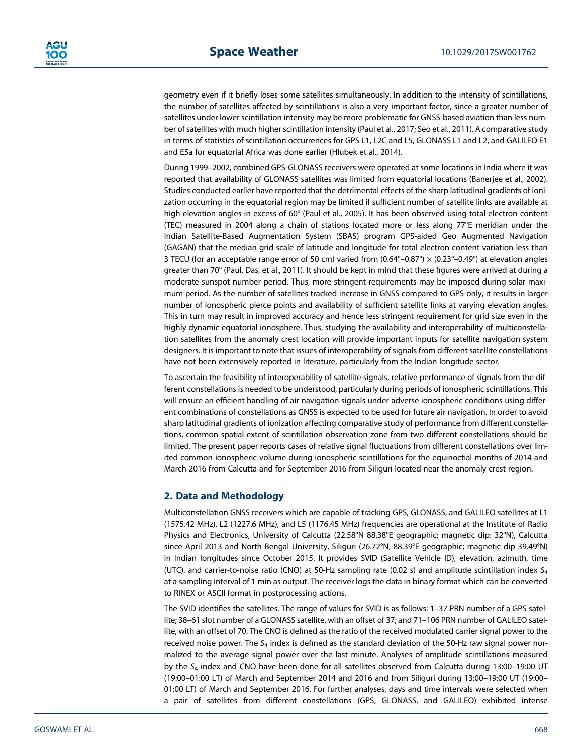geometry even if it briefly loses some satellites simultaneously. In addition to the intensity of scintillations, the number of satellites affected by scintillations is also a very important factor, since a greater number of satellites under lower scintillation intensity may be more problematic for GNSS-based aviation than less number of satellites with much higher scintillation intensity (Paul et al., 2017; Seo et al., 2011). A comparative study in terms of statistics of scintillation occurrences for GPS L1, L2C and L5, GLONASS L1 and L2, and GALILEO E1 and E5a for equatorial Africa was done earlier (Hlubek et al., 2014).

During 1999–2002, combined GPS-GLONASS receivers were operated at some locations in India where it was reported that availability of GLONASS satellites was limited from equatorial locations (Banerjee et al., 2002). Studies conducted earlier have reported that the detrimental effects of the sharp latitudinal gradients of ionization occurring in the equatorial region may be limited if sufficient number of satellite links are available at high elevation angles in excess of 60° (Paul et al., 2005). It has been observed using total electron content (TEC) measured in 2004 along a chain of stations located more or less along 77°E meridian under the Indian Satellite-Based Augmentation System (SBAS) program GPS-aided Geo Augmented Navigation (GAGAN) that the median grid scale of latitude and longitude for total electron content variation less than 3 TECU (for an acceptable range error of 50 cm) varied from (0.64°–0.87°) × (0.23°–0.49°) at elevation angles greater than 70° (Paul, Das, et al., 2011). It should be kept in mind that these figures were arrived at during a moderate sunspot number period. Thus, more stringent requirements may be imposed during solar maximum period. As the number of satellites tracked increase in GNSS compared to GPS-only, it results in larger number of ionospheric pierce points and availability of sufficient satellite links at varying elevation angles. This in turn may result in improved accuracy and hence less stringent requirement for grid size even in the highly dynamic equatorial ionosphere. Thus, studying the availability and interoperability of multiconstellation satellites from the anomaly crest location will provide important inputs for satellite navigation system designers. It is important to note that issues of interoperability of signals from different satellite constellations have not been extensively reported in literature, particularly from the Indian longitude sector.

To ascertain the feasibility of interoperability of satellite signals, relative performance of signals from the different constellations is needed to be understood, particularly during periods of ionospheric scintillations. This will ensure an efficient handling of air navigation signals under adverse ionospheric conditions using different combinations of constellations as GNSS is expected to be used for future air navigation. In order to avoid sharp latitudinal gradients of ionization affecting comparative study of performance from different constellations, common spatial extent of scintillation observation zone from two different constellations should be limited. The present paper reports cases of relative signal fluctuations from different constellations over limited common ionospheric volume during ionospheric scintillations for the equinoctial months of 2014 and March 2016 from Calcutta and for September 2016 from Siliguri located near the anomaly crest region.

## 2. Data and Methodology

Multiconstellation GNSS receivers which are capable of tracking GPS, GLONASS, and GALILEO satellites at L1 (1575.42 MHz), L2 (1227.6 MHz), and L5 (1176.45 MHz) frequencies are operational at the Institute of Radio Physics and Electronics, University of Calcutta (22.58°N 88.38°E geographic; magnetic dip: 32°N), Calcutta since April 2013 and North Bengal University, Siliguri (26.72°N, 88.39°E geographic; magnetic dip 39.49°N) in Indian longitudes since October 2015. It provides SVID (Satellite Vehicle ID), elevation, azimuth, time (UTC), and carrier-to-noise ratio (CNO) at 50-Hz sampling rate (0.02 s) and amplitude scintillation index $S_4$ at a sampling interval of 1 min as output. The receiver logs the data in binary format which can be converted to RINEX or ASCII format in postprocessing actions.

The SVID identifies the satellites. The range of values for SVID is as follows: 1–37 PRN number of a GPS satellite; 38–61 slot number of a GLONASS satellite, with an offset of 37; and 71–106 PRN number of GALILEO satellite, with an offset of 70. The CNO is defined as the ratio of the received modulated carrier signal power to the received noise power. The $S_4$ index is defined as the standard deviation of the 50-Hz raw signal power normalized to the average signal power over the last minute. Analyses of amplitude scintillations measured by the $S_4$ index and CNO have been done for all satellites observed from Calcutta during 13:00–19:00 UT (19:00–01:00 LT) of March and September 2014 and 2016 and from Siliguri during 13:00–19:00 UT (19:00–01:00 LT) of March and September 2016. For further analyses, days and time intervals were selected when a pair of satellites from different constellations (GPS, GLONASS, and GALILEO) exhibited intense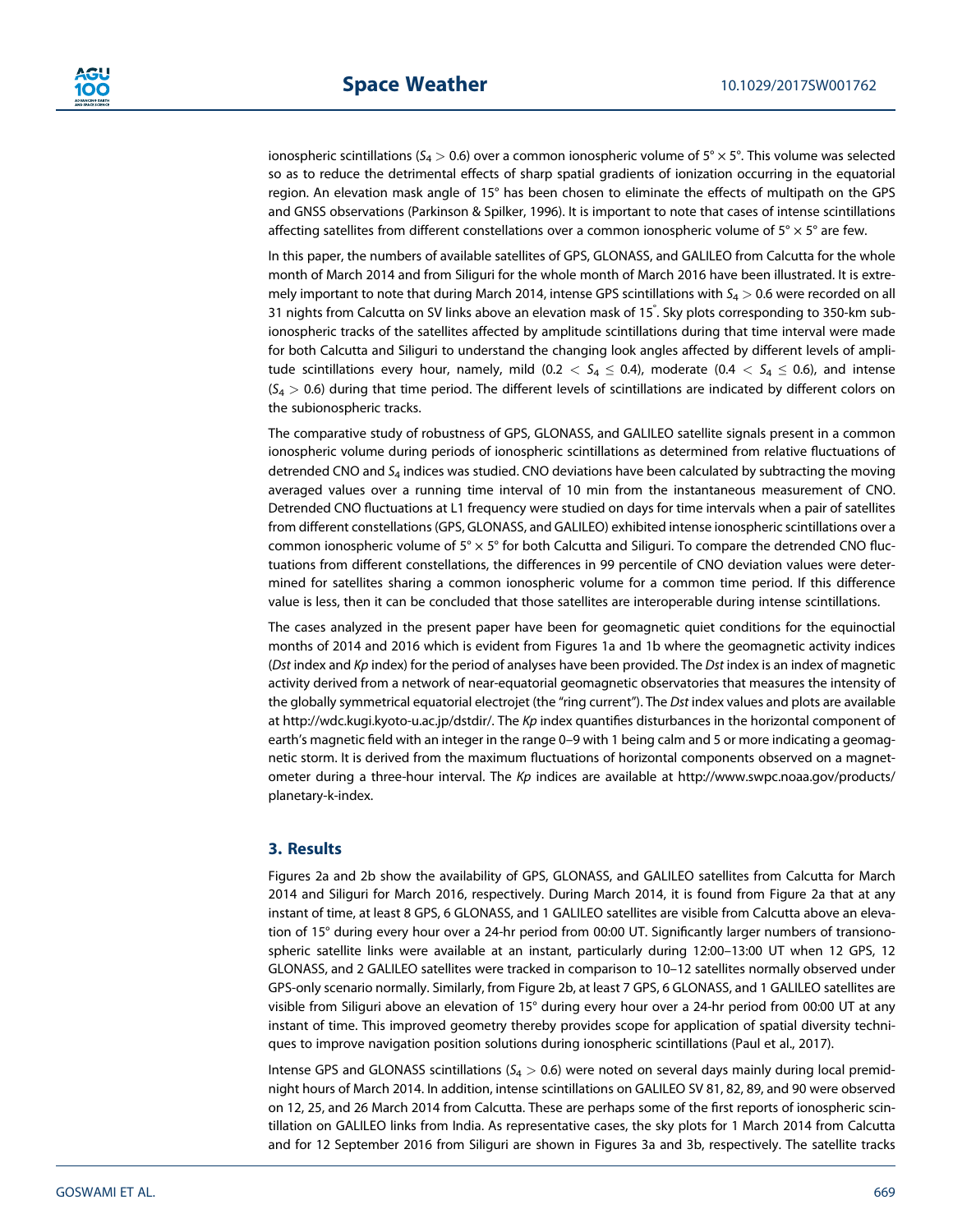ionospheric scintillations ($S_4 > 0.6$) over a common ionospheric volume of 5° × 5°. This volume was selected so as to reduce the detrimental effects of sharp spatial gradients of ionization occurring in the equatorial region. An elevation mask angle of 15° has been chosen to eliminate the effects of multipath on the GPS and GNSS observations (Parkinson & Spilker, 1996). It is important to note that cases of intense scintillations affecting satellites from different constellations over a common ionospheric volume of 5° × 5° are few.

In this paper, the numbers of available satellites of GPS, GLONASS, and GALILEO from Calcutta for the whole month of March 2014 and from Siliguri for the whole month of March 2016 have been illustrated. It is extremely important to note that during March 2014, intense GPS scintillations with $S_4 > 0.6$ were recorded on all 31 nights from Calcutta on SV links above an elevation mask of 15°. Sky plots corresponding to 350-km subionospheric tracks of the satellites affected by amplitude scintillations during that time interval were made for both Calcutta and Siliguri to understand the changing look angles affected by different levels of amplitude scintillations every hour, namely, mild ($0.2 < S_4 \leq 0.4$), moderate ($0.4 < S_4 \leq 0.6$), and intense ($S_4 > 0.6$) during that time period. The different levels of scintillations are indicated by different colors on the subionospheric tracks.

The comparative study of robustness of GPS, GLONASS, and GALILEO satellite signals present in a common ionospheric volume during periods of ionospheric scintillations as determined from relative fluctuations of detrended CNO and $S_4$ indices was studied. CNO deviations have been calculated by subtracting the moving averaged values over a running time interval of 10 min from the instantaneous measurement of CNO. Detrended CNO fluctuations at L1 frequency were studied on days for time intervals when a pair of satellites from different constellations (GPS, GLONASS, and GALILEO) exhibited intense ionospheric scintillations over a common ionospheric volume of 5° × 5° for both Calcutta and Siliguri. To compare the detrended CNO fluctuations from different constellations, the differences in 99 percentile of CNO deviation values were determined for satellites sharing a common ionospheric volume for a common time period. If this difference value is less, then it can be concluded that those satellites are interoperable during intense scintillations.

The cases analyzed in the present paper have been for geomagnetic quiet conditions for the equinoctial months of 2014 and 2016 which is evident from Figures 1a and 1b where the geomagnetic activity indices (*Dst* index and *Kp* index) for the period of analyses have been provided. The *Dst* index is an index of magnetic activity derived from a network of near-equatorial geomagnetic observatories that measures the intensity of the globally symmetrical equatorial electrojet (the "ring current"). The *Dst* index values and plots are available at http://wdc.kugi.kyoto-u.ac.jp/dstdir/. The *Kp* index quantifies disturbances in the horizontal component of earth's magnetic field with an integer in the range 0–9 with 1 being calm and 5 or more indicating a geomagnetic storm. It is derived from the maximum fluctuations of horizontal components observed on a magnetometer during a three-hour interval. The *Kp* indices are available at http://www.swpc.noaa.gov/products/planetary-k-index.

## 3. Results

Figures 2a and 2b show the availability of GPS, GLONASS, and GALILEO satellites from Calcutta for March 2014 and Siliguri for March 2016, respectively. During March 2014, it is found from Figure 2a that at any instant of time, at least 8 GPS, 6 GLONASS, and 1 GALILEO satellites are visible from Calcutta above an elevation of 15° during every hour over a 24-hr period from 00:00 UT. Significantly larger numbers of transionospheric satellite links were available at an instant, particularly during 12:00–13:00 UT when 12 GPS, 12 GLONASS, and 2 GALILEO satellites were tracked in comparison to 10–12 satellites normally observed under GPS-only scenario normally. Similarly, from Figure 2b, at least 7 GPS, 6 GLONASS, and 1 GALILEO satellites are visible from Siliguri above an elevation of 15° during every hour over a 24-hr period from 00:00 UT at any instant of time. This improved geometry thereby provides scope for application of spatial diversity techniques to improve navigation position solutions during ionospheric scintillations (Paul et al., 2017).

Intense GPS and GLONASS scintillations ($S_4 > 0.6$) were noted on several days mainly during local premidnight hours of March 2014. In addition, intense scintillations on GALILEO SV 81, 82, 89, and 90 were observed on 12, 25, and 26 March 2014 from Calcutta. These are perhaps some of the first reports of ionospheric scintillation on GALILEO links from India. As representative cases, the sky plots for 1 March 2014 from Calcutta and for 12 September 2016 from Siliguri are shown in Figures 3a and 3b, respectively. The satellite tracks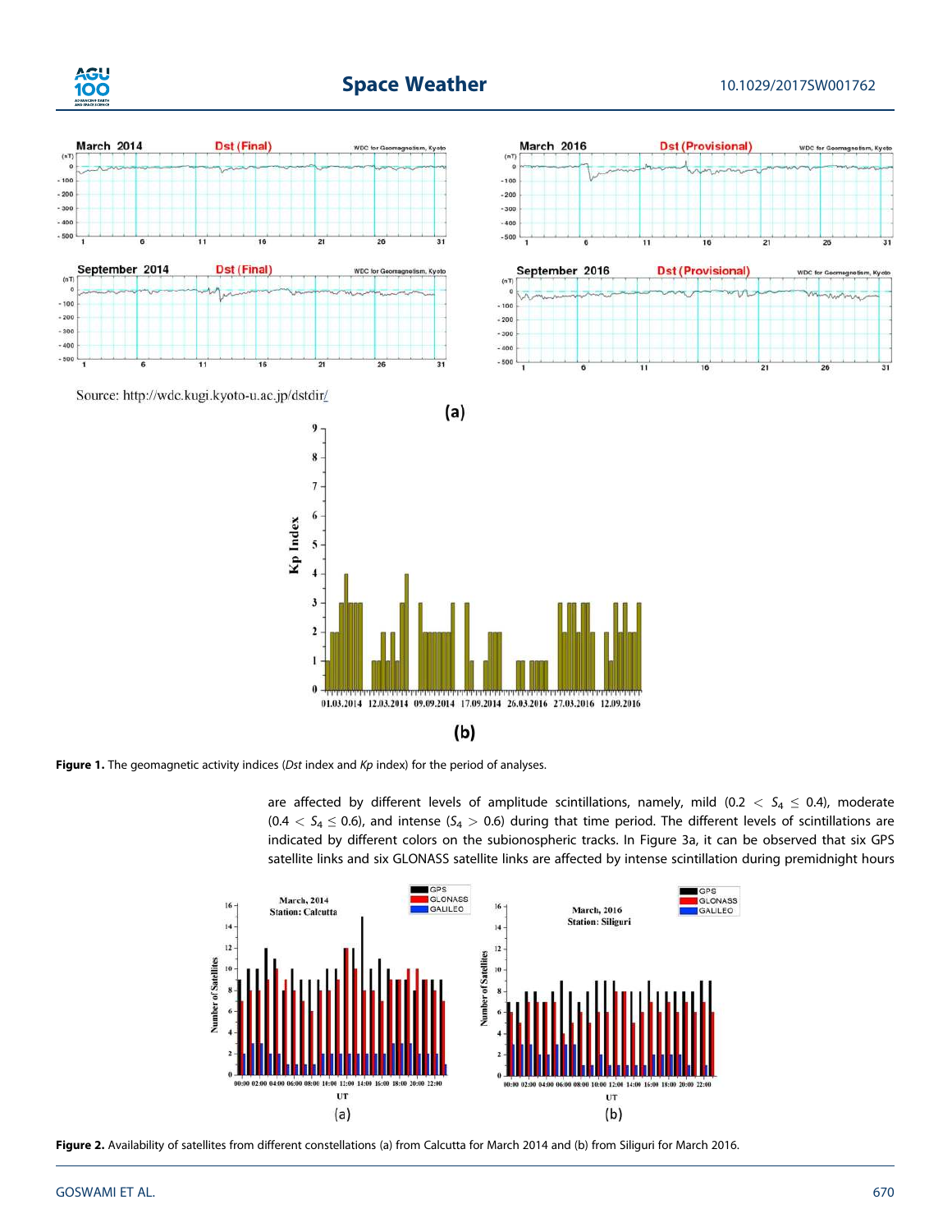Source: http://wdc.kugi.kyoto-u.ac.jp/dstdir/

**Figure 1.** The geomagnetic activity indices (*Dst* index and *Kp* index) for the period of analyses.

are affected by different levels of amplitude scintillations, namely, mild ($0.2 < S_4 \leq 0.4$), moderate ($0.4 < S_4 \leq 0.6$), and intense ($S_4 > 0.6$) during that time period. The different levels of scintillations are indicated by different colors on the subionospheric tracks. In Figure 3a, it can be observed that six GPS satellite links and six GLONASS satellite links are affected by intense scintillation during premidnight hours

**Figure 2.** Availability of satellites from different constellations (a) from Calcutta for March 2014 and (b) from Siliguri for March 2016.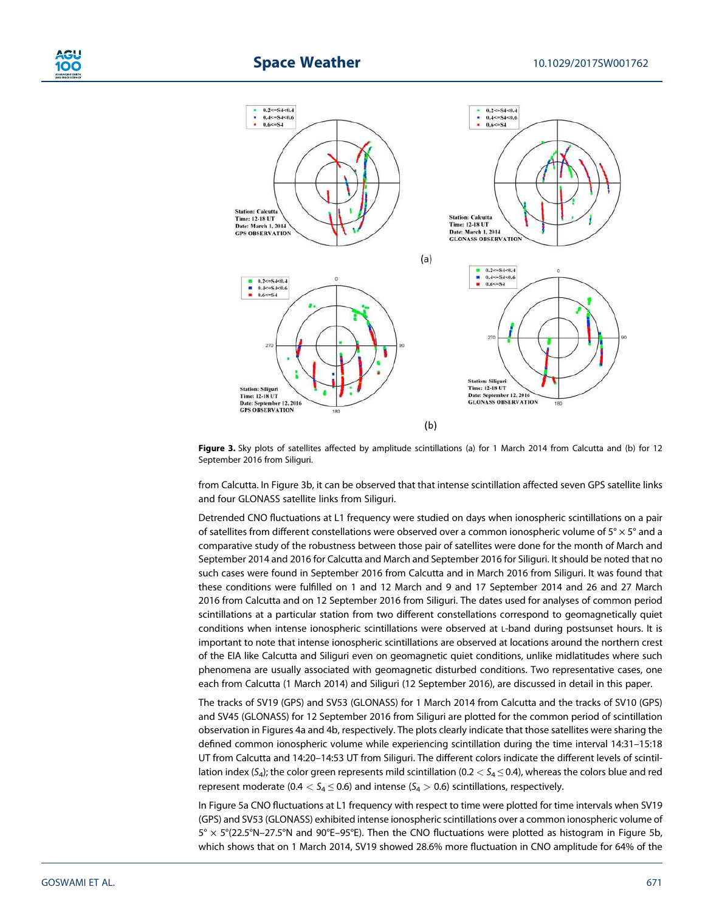**Figure 3.** Sky plots of satellites affected by amplitude scintillations (a) for 1 March 2014 from Calcutta and (b) for 12 September 2016 from Siliguri.

from Calcutta. In Figure 3b, it can be observed that that intense scintillation affected seven GPS satellite links and four GLONASS satellite links from Siliguri.

Detrended CNO fluctuations at L1 frequency were studied on days when ionospheric scintillations on a pair of satellites from different constellations were observed over a common ionospheric volume of 5° × 5° and a comparative study of the robustness between those pair of satellites were done for the month of March and September 2014 and 2016 for Calcutta and March and September 2016 for Siliguri. It should be noted that no such cases were found in September 2016 from Calcutta and in March 2016 from Siliguri. It was found that these conditions were fulfilled on 1 and 12 March and 9 and 17 September 2014 and 26 and 27 March 2016 from Calcutta and on 12 September 2016 from Siliguri. The dates used for analyses of common period scintillations at a particular station from two different constellations correspond to geomagnetically quiet conditions when intense ionospheric scintillations were observed at L-band during postsunset hours. It is important to note that intense ionospheric scintillations are observed at locations around the northern crest of the EIA like Calcutta and Siliguri even on geomagnetic quiet conditions, unlike midlatitudes where such phenomena are usually associated with geomagnetic disturbed conditions. Two representative cases, one each from Calcutta (1 March 2014) and Siliguri (12 September 2016), are discussed in detail in this paper.

The tracks of SV19 (GPS) and SV53 (GLONASS) for 1 March 2014 from Calcutta and the tracks of SV10 (GPS) and SV45 (GLONASS) for 12 September 2016 from Siliguri are plotted for the common period of scintillation observation in Figures 4a and 4b, respectively. The plots clearly indicate that those satellites were sharing the defined common ionospheric volume while experiencing scintillation during the time interval 14:31–15:18 UT from Calcutta and 14:20–14:53 UT from Siliguri. The different colors indicate the different levels of scintillation index ($S_4$); the color green represents mild scintillation ($0.2 < S_4 \leq 0.4$), whereas the colors blue and red represent moderate ($0.4 < S_4 \leq 0.6$) and intense ($S_4 > 0.6$) scintillations, respectively.

In Figure 5a CNO fluctuations at L1 frequency with respect to time were plotted for time intervals when SV19 (GPS) and SV53 (GLONASS) exhibited intense ionospheric scintillations over a common ionospheric volume of 5° × 5°(22.5°N–27.5°N and 90°E–95°E). Then the CNO fluctuations were plotted as histogram in Figure 5b, which shows that on 1 March 2014, SV19 showed 28.6% more fluctuation in CNO amplitude for 64% of the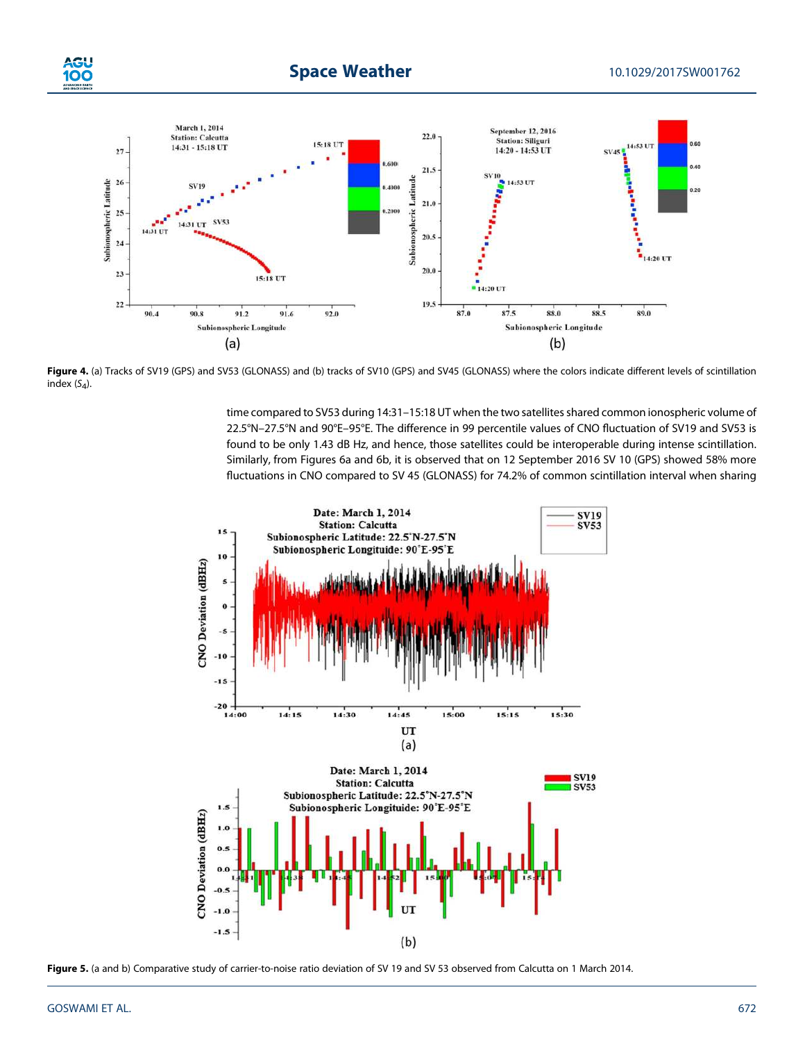Figure 4. (a) Tracks of SV19 (GPS) and SV53 (GLONASS) and (b) tracks of SV10 (GPS) and SV45 (GLONASS) where the colors indicate different levels of scintillation index ($S_4$).

time compared to SV53 during 14:31–15:18 UT when the two satellites shared common ionospheric volume of 22.5°N–27.5°N and 90°E–95°E. The difference in 99 percentile values of CNO fluctuation of SV19 and SV53 is found to be only 1.43 dB Hz, and hence, those satellites could be interoperable during intense scintillation. Similarly, from Figures 6a and 6b, it is observed that on 12 September 2016 SV 10 (GPS) showed 58% more fluctuations in CNO compared to SV 45 (GLONASS) for 74.2% of common scintillation interval when sharing

Figure 5. (a and b) Comparative study of carrier-to-noise ratio deviation of SV 19 and SV 53 observed from Calcutta on 1 March 2014.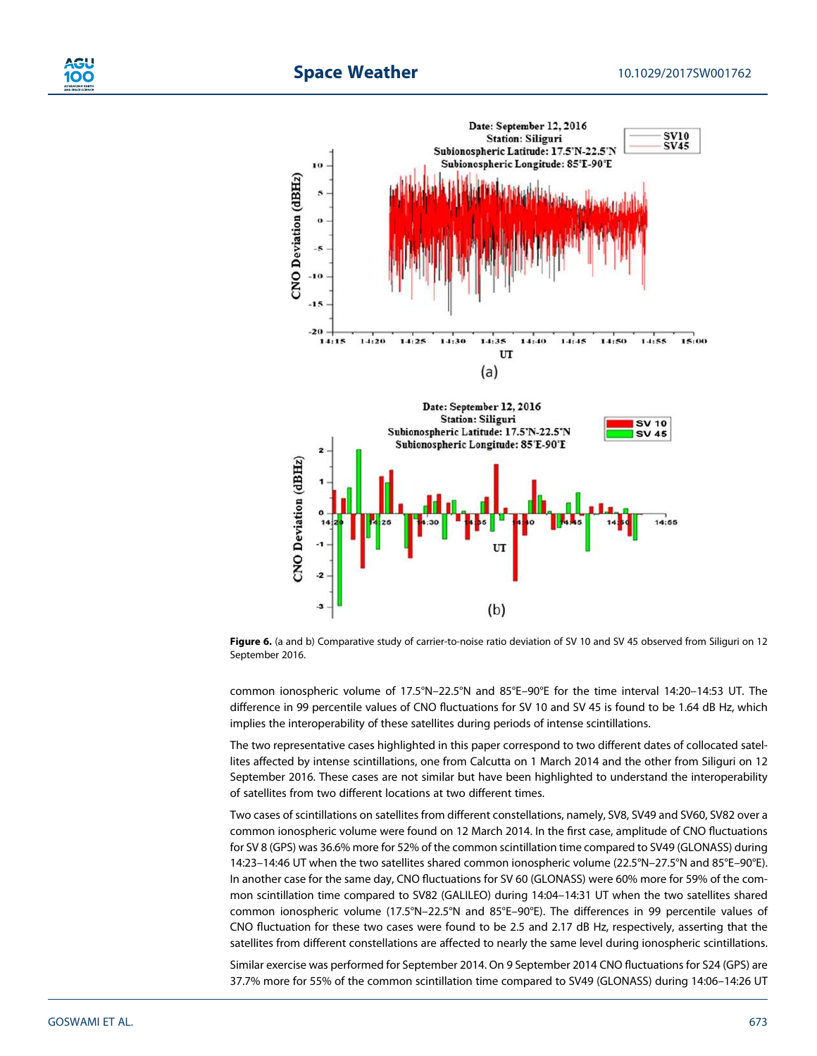Figure 6. (a and b) Comparative study of carrier-to-noise ratio deviation of SV 10 and SV 45 observed from Siliguri on 12 September 2016.

common ionospheric volume of 17.5°N–22.5°N and 85°E–90°E for the time interval 14:20–14:53 UT. The difference in 99 percentile values of CNO fluctuations for SV 10 and SV 45 is found to be 1.64 dB Hz, which implies the interoperability of these satellites during periods of intense scintillations.

The two representative cases highlighted in this paper correspond to two different dates of collocated satellites affected by intense scintillations, one from Calcutta on 1 March 2014 and the other from Siliguri on 12 September 2016. These cases are not similar but have been highlighted to understand the interoperability of satellites from two different locations at two different times.

Two cases of scintillations on satellites from different constellations, namely, SV8, SV49 and SV60, SV82 over a common ionospheric volume were found on 12 March 2014. In the first case, amplitude of CNO fluctuations for SV 8 (GPS) was 36.6% more for 52% of the common scintillation time compared to SV49 (GLONASS) during 14:23–14:46 UT when the two satellites shared common ionospheric volume (22.5°N–27.5°N and 85°E–90°E). In another case for the same day, CNO fluctuations for SV 60 (GLONASS) were 60% more for 59% of the common scintillation time compared to SV82 (GALILEO) during 14:04–14:31 UT when the two satellites shared common ionospheric volume (17.5°N–22.5°N and 85°E–90°E). The differences in 99 percentile values of CNO fluctuation for these two cases were found to be 2.5 and 2.17 dB Hz, respectively, asserting that the satellites from different constellations are affected to nearly the same level during ionospheric scintillations.

Similar exercise was performed for September 2014. On 9 September 2014 CNO fluctuations for S24 (GPS) are 37.7% more for 55% of the common scintillation time compared to SV49 (GLONASS) during 14:06–14:26 UT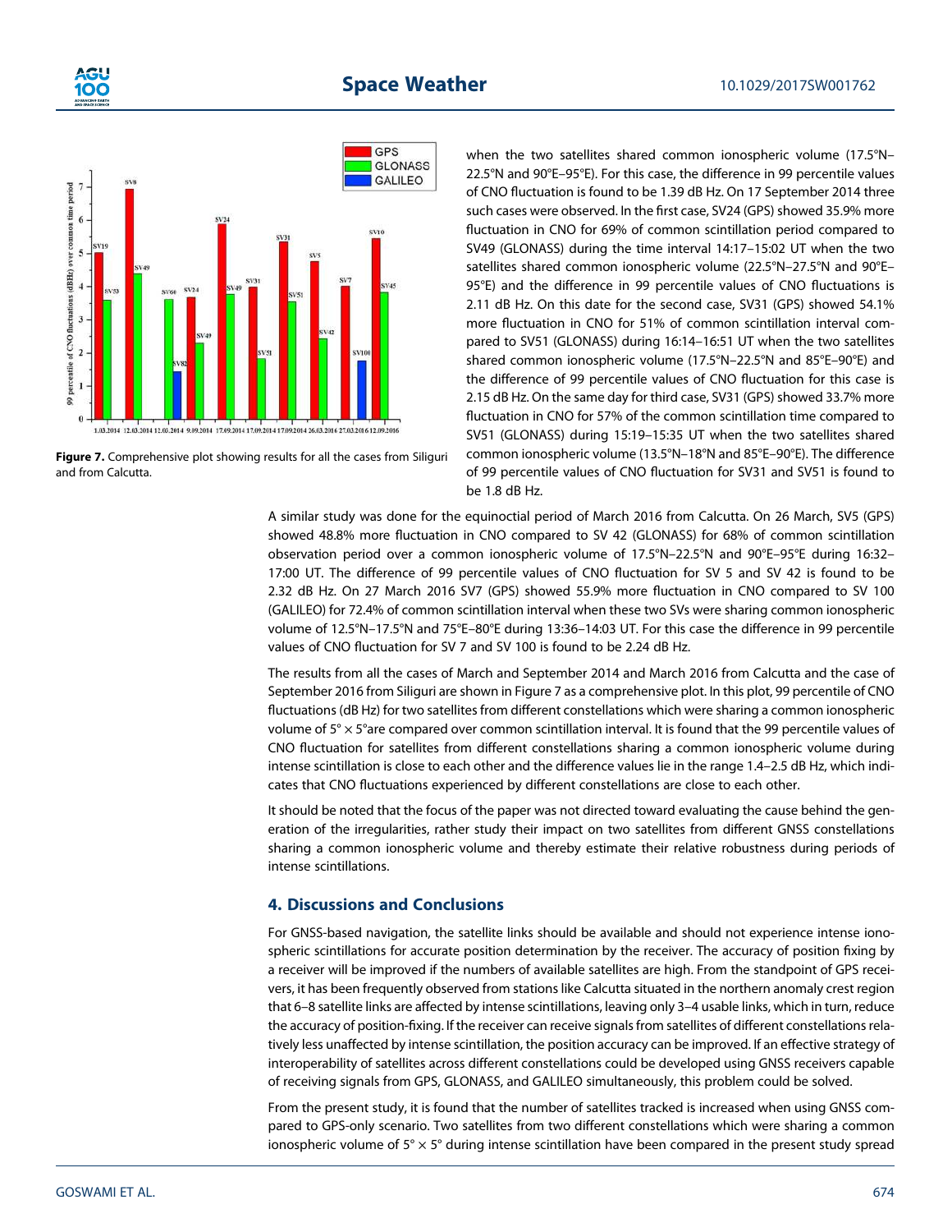Figure 7. Comprehensive plot showing results for all the cases from Siliguri and from Calcutta.

when the two satellites shared common ionospheric volume (17.5°N–22.5°N and 90°E–95°E). For this case, the difference in 99 percentile values of CNO fluctuation is found to be 1.39 dB Hz. On 17 September 2014 three such cases were observed. In the first case, SV24 (GPS) showed 35.9% more fluctuation in CNO for 69% of common scintillation period compared to SV49 (GLONASS) during the time interval 14:17–15:02 UT when the two satellites shared common ionospheric volume (22.5°N–27.5°N and 90°E–95°E) and the difference in 99 percentile values of CNO fluctuations is 2.11 dB Hz. On this date for the second case, SV31 (GPS) showed 54.1% more fluctuation in CNO for 51% of common scintillation interval compared to SV51 (GLONASS) during 16:14–16:51 UT when the two satellites shared common ionospheric volume (17.5°N–22.5°N and 85°E–90°E) and the difference of 99 percentile values of CNO fluctuation for this case is 2.15 dB Hz. On the same day for third case, SV31 (GPS) showed 33.7% more fluctuation in CNO for 57% of the common scintillation time compared to SV51 (GLONASS) during 15:19–15:35 UT when the two satellites shared common ionospheric volume (13.5°N–18°N and 85°E–90°E). The difference of 99 percentile values of CNO fluctuation for SV31 and SV51 is found to be 1.8 dB Hz.

A similar study was done for the equinoctial period of March 2016 from Calcutta. On 26 March, SV5 (GPS) showed 48.8% more fluctuation in CNO compared to SV 42 (GLONASS) for 68% of common scintillation observation period over a common ionospheric volume of 17.5°N–22.5°N and 90°E–95°E during 16:32–17:00 UT. The difference of 99 percentile values of CNO fluctuation for SV 5 and SV 42 is found to be 2.32 dB Hz. On 27 March 2016 SV7 (GPS) showed 55.9% more fluctuation in CNO compared to SV 100 (GALILEO) for 72.4% of common scintillation interval when these two SVs were sharing common ionospheric volume of 12.5°N–17.5°N and 75°E–80°E during 13:36–14:03 UT. For this case the difference in 99 percentile values of CNO fluctuation for SV 7 and SV 100 is found to be 2.24 dB Hz.

The results from all the cases of March and September 2014 and March 2016 from Calcutta and the case of September 2016 from Siliguri are shown in Figure 7 as a comprehensive plot. In this plot, 99 percentile of CNO fluctuations (dB Hz) for two satellites from different constellations which were sharing a common ionospheric volume of 5° × 5°are compared over common scintillation interval. It is found that the 99 percentile values of CNO fluctuation for satellites from different constellations sharing a common ionospheric volume during intense scintillation is close to each other and the difference values lie in the range 1.4–2.5 dB Hz, which indicates that CNO fluctuations experienced by different constellations are close to each other.

It should be noted that the focus of the paper was not directed toward evaluating the cause behind the generation of the irregularities, rather study their impact on two satellites from different GNSS constellations sharing a common ionospheric volume and thereby estimate their relative robustness during periods of intense scintillations.

## 4. Discussions and Conclusions

For GNSS-based navigation, the satellite links should be available and should not experience intense ionospheric scintillations for accurate position determination by the receiver. The accuracy of position fixing by a receiver will be improved if the numbers of available satellites are high. From the standpoint of GPS receivers, it has been frequently observed from stations like Calcutta situated in the northern anomaly crest region that 6–8 satellite links are affected by intense scintillations, leaving only 3–4 usable links, which in turn, reduce the accuracy of position-fixing. If the receiver can receive signals from satellites of different constellations relatively less unaffected by intense scintillation, the position accuracy can be improved. If an effective strategy of interoperability of satellites across different constellations could be developed using GNSS receivers capable of receiving signals from GPS, GLONASS, and GALILEO simultaneously, this problem could be solved.

From the present study, it is found that the number of satellites tracked is increased when using GNSS compared to GPS-only scenario. Two satellites from two different constellations which were sharing a common ionospheric volume of 5° × 5° during intense scintillation have been compared in the present study spread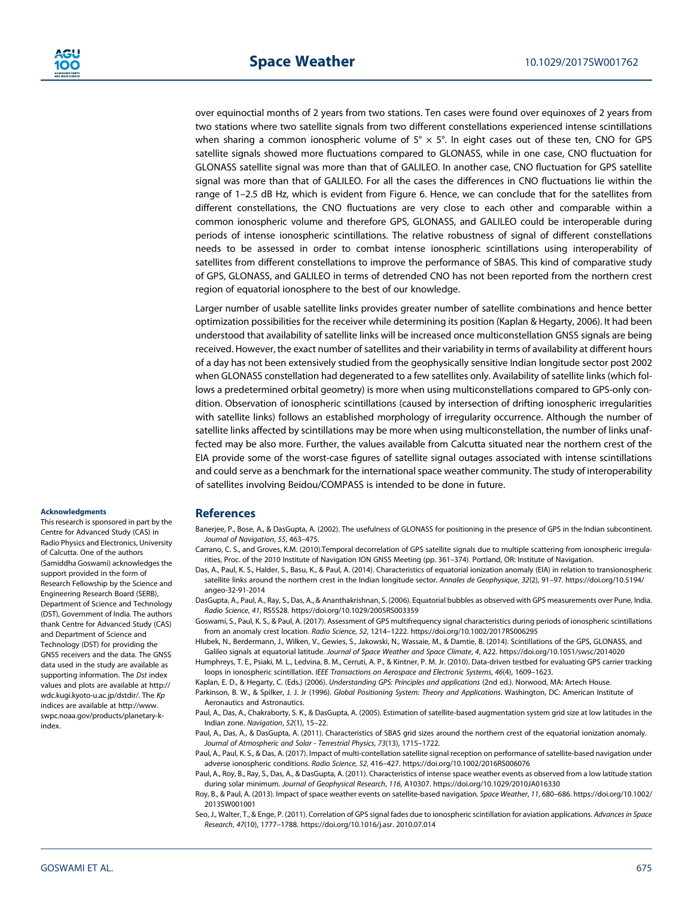over equinoctial months of 2 years from two stations. Ten cases were found over equinoxes of 2 years from two stations where two satellite signals from two different constellations experienced intense scintillations when sharing a common ionospheric volume of 5° × 5°. In eight cases out of these ten, CNO for GPS satellite signals showed more fluctuations compared to GLONASS, while in one case, CNO fluctuation for GLONASS satellite signal was more than that of GALILEO. In another case, CNO fluctuation for GPS satellite signal was more than that of GALILEO. For all the cases the differences in CNO fluctuations lie within the range of 1–2.5 dB Hz, which is evident from Figure 6. Hence, we can conclude that for the satellites from different constellations, the CNO fluctuations are very close to each other and comparable within a common ionospheric volume and therefore GPS, GLONASS, and GALILEO could be interoperable during periods of intense ionospheric scintillations. The relative robustness of signal of different constellations needs to be assessed in order to combat intense ionospheric scintillations using interoperability of satellites from different constellations to improve the performance of SBAS. This kind of comparative study of GPS, GLONASS, and GALILEO in terms of detrended CNO has not been reported from the northern crest region of equatorial ionosphere to the best of our knowledge.

Larger number of usable satellite links provides greater number of satellite combinations and hence better optimization possibilities for the receiver while determining its position (Kaplan & Hegarty, 2006). It had been understood that availability of satellite links will be increased once multiconstellation GNSS signals are being received. However, the exact number of satellites and their variability in terms of availability at different hours of a day has not been extensively studied from the geophysically sensitive Indian longitude sector post 2002 when GLONASS constellation had degenerated to a few satellites only. Availability of satellite links (which follows a predetermined orbital geometry) is more when using multiconstellations compared to GPS-only condition. Observation of ionospheric scintillations (caused by intersection of drifting ionospheric irregularities with satellite links) follows an established morphology of irregularity occurrence. Although the number of satellite links affected by scintillations may be more when using multiconstellation, the number of links unaffected may be also more. Further, the values available from Calcutta situated near the northern crest of the EIA provide some of the worst-case figures of satellite signal outages associated with intense scintillations and could serve as a benchmark for the international space weather community. The study of interoperability of satellites involving Beidou/COMPASS is intended to be done in future.

#### Acknowledgments

This research is sponsored in part by the Centre for Advanced Study (CAS) in Radio Physics and Electronics, University of Calcutta. One of the authors (Samiddha Goswami) acknowledges the support provided in the form of Research Fellowship by the Science and Engineering Research Board (SERB), Department of Science and Technology (DST), Government of India. The authors thank Centre for Advanced Study (CAS) and Department of Science and Technology (DST) for providing the GNSS receivers and the data. The GNSS data used in the study are available as supporting information. The *Dst* index values and plots are available at http://wdc.kugi.kyoto-u.ac.jp/dstdir/. The *Kp* indices are available at http://www.swpc.noaa.gov/products/planetary-k-index.

## References

Banerjee, P., Bose, A., & DasGupta, A. (2002). The usefulness of GLONASS for positioning in the presence of GPS in the Indian subcontinent. *Journal of Navigation*, *55*, 463–475.

Carrano, C. S., and Groves, K.M. (2010).Temporal decorrelation of GPS satellite signals due to multiple scattering from ionospheric irregularities, Proc. of the 2010 Institute of Navigation ION GNSS Meeting (pp. 361–374). Portland, OR: Institute of Navigation.

Das, A., Paul, K. S., Halder, S., Basu, K., & Paul, A. (2014). Characteristics of equatorial ionization anomaly (EIA) in relation to transionospheric satellite links around the northern crest in the Indian longitude sector. *Annales de Geophysique*, *32*(2), 91–97. https://doi.org/10.5194/angeo-32-91-2014

DasGupta, A., Paul, A., Ray, S., Das, A., & Ananthakrishnan, S. (2006). Equatorial bubbles as observed with GPS measurements over Pune, India. *Radio Science*, *41*, RS5S28. https://doi.org/10.1029/2005RS003359

Goswami, S., Paul, K. S., & Paul, A. (2017). Assessment of GPS multifrequency signal characteristics during periods of ionospheric scintillations from an anomaly crest location. *Radio Science*, *52*, 1214–1222. https://doi.org/10.1002/2017RS006295

Hlubek, N., Berdermann, J., Wilken, V., Gewies, S., Jakowski, N., Wassaie, M., & Damtie, B. (2014). Scintillations of the GPS, GLONASS, and Galileo signals at equatorial latitude. *Journal of Space Weather and Space Climate*, *4*, A22. https://doi.org/10.1051/swsc/2014020

Humphreys, T. E., Psiaki, M. L., Ledvina, B. M., Cerruti, A. P., & Kintner, P. M. Jr. (2010). Data-driven testbed for evaluating GPS carrier tracking loops in ionospheric scintillation. *IEEE Transactions on Aerospace and Electronic Systems*, *46*(4), 1609–1623.

Kaplan, E. D., & Hegarty, C. (Eds.) (2006). *Understanding GPS: Principles and applications* (2nd ed.). Norwood, MA: Artech House.

Parkinson, B. W., & Spilker, J. J. Jr (1996). *Global Positioning System: Theory and Applications*. Washington, DC: American Institute of Aeronautics and Astronautics.

Paul, A., Das, A., Chakraborty, S. K., & DasGupta, A. (2005). Estimation of satellite-based augmentation system grid size at low latitudes in the Indian zone. *Navigation*, *52*(1), 15–22.

Paul, A., Das, A., & DasGupta, A. (2011). Characteristics of SBAS grid sizes around the northern crest of the equatorial ionization anomaly. *Journal of Atmospheric and Solar - Terrestrial Physics*, *73*(13), 1715–1722.

Paul, A., Paul, K. S., & Das, A. (2017). Impact of multi-contellation satellite signal reception on performance of satellite-based navigation under adverse ionospheric conditions. *Radio Science*, *52*, 416–427. https://doi.org/10.1002/2016RS006076

Paul, A., Roy, B., Ray, S., Das, A., & DasGupta, A. (2011). Characteristics of intense space weather events as observed from a low latitude station during solar minimum. *Journal of Geophysical Research*, *116*, A10307. https://doi.org/10.1029/2010JA016330

Roy, B., & Paul, A. (2013). Impact of space weather events on satellite-based navigation. *Space Weather*, *11*, 680–686. https://doi.org/10.1002/2013SW001001

Seo, J., Walter, T., & Enge, P. (2011). Correlation of GPS signal fades due to ionospheric scintillation for aviation applications. *Advances in Space Research*, *47*(10), 1777–1788. https://doi.org/10.1016/j.asr. 2010.07.014